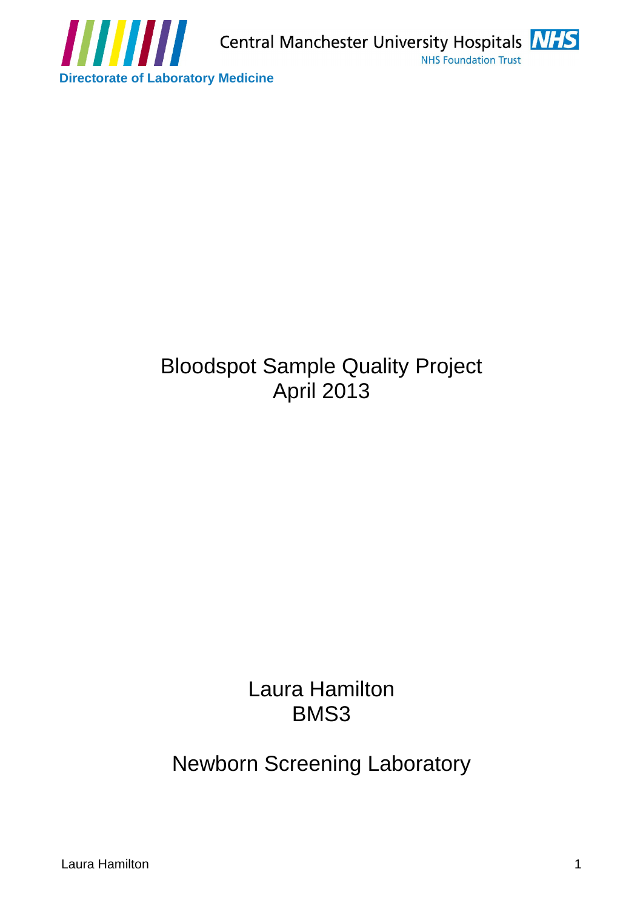Central Manchester University Hospitals NHS Foundation Trust

Directorate of Laboratory Medicine

# Bloodspot Sample Quality Project
April 2013

Laura Hamilton
BMS3

Newborn Screening Laboratory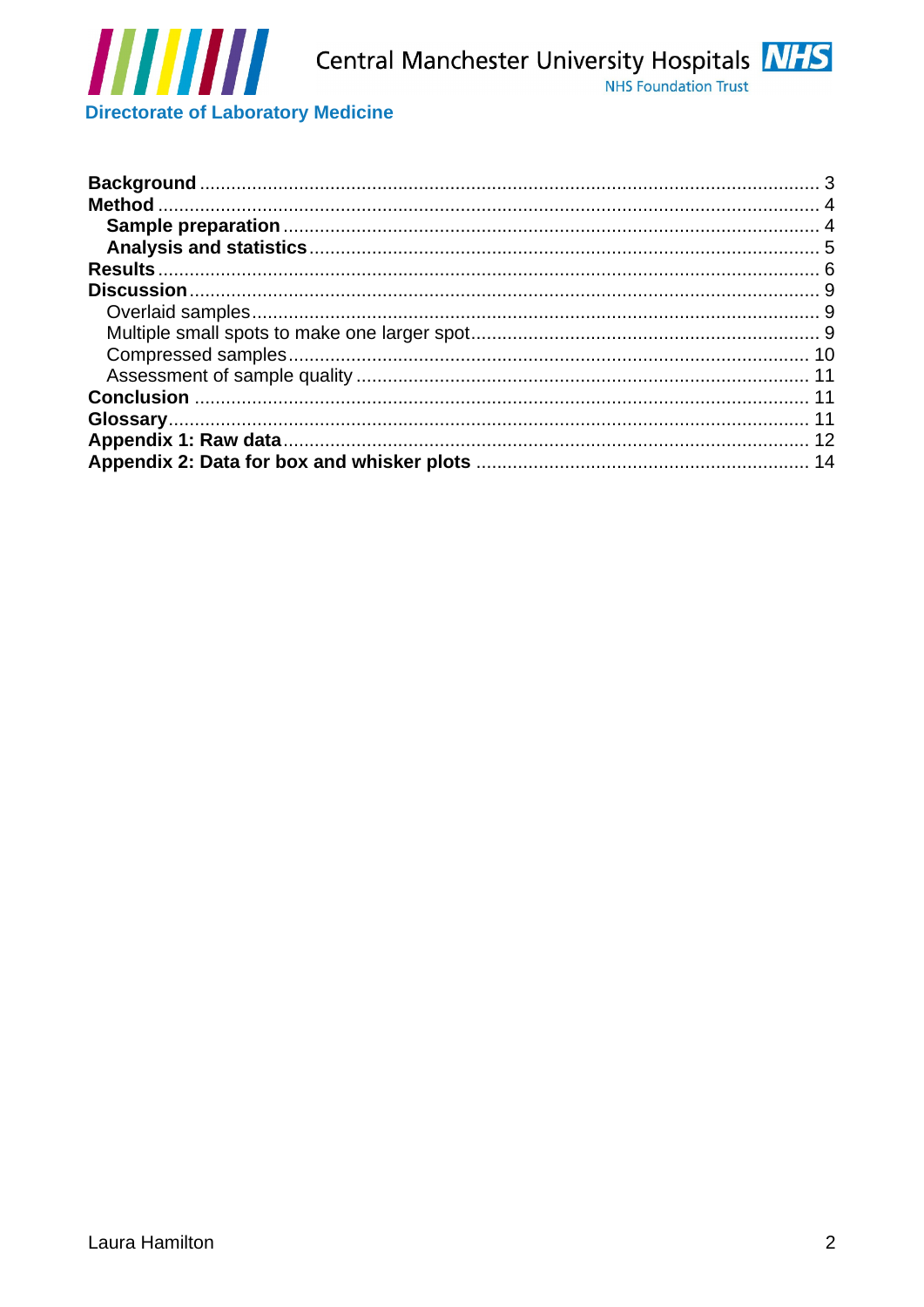**Background** .......... 3
**Method** .......... 4
  **Sample preparation** .......... 4
  **Analysis and statistics** .......... 5
**Results** .......... 6
**Discussion** .......... 9
  Overlaid samples .......... 9
  Multiple small spots to make one larger spot .......... 9
  Compressed samples .......... 10
  Assessment of sample quality .......... 11
**Conclusion** .......... 11
**Glossary** .......... 11
**Appendix 1: Raw data** .......... 12
**Appendix 2: Data for box and whisker plots** .......... 14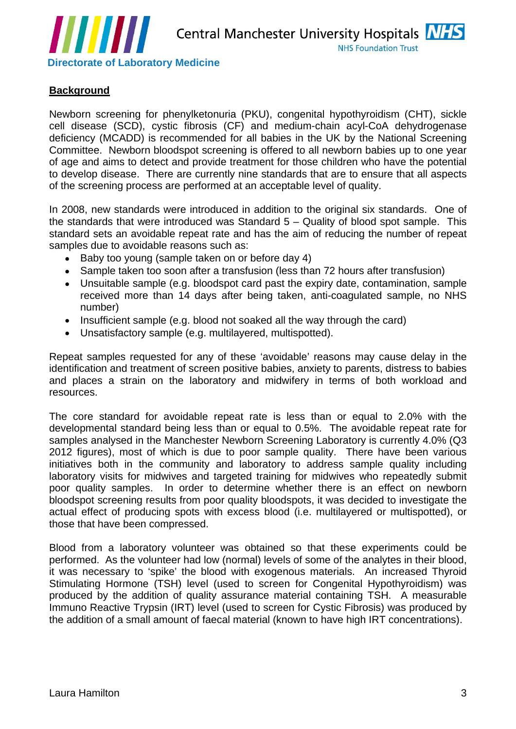## Background

Newborn screening for phenylketonuria (PKU), congenital hypothyroidism (CHT), sickle cell disease (SCD), cystic fibrosis (CF) and medium-chain acyl-CoA dehydrogenase deficiency (MCADD) is recommended for all babies in the UK by the National Screening Committee. Newborn bloodspot screening is offered to all newborn babies up to one year of age and aims to detect and provide treatment for those children who have the potential to develop disease. There are currently nine standards that are to ensure that all aspects of the screening process are performed at an acceptable level of quality.

In 2008, new standards were introduced in addition to the original six standards. One of the standards that were introduced was Standard 5 – Quality of blood spot sample. This standard sets an avoidable repeat rate and has the aim of reducing the number of repeat samples due to avoidable reasons such as:

- Baby too young (sample taken on or before day 4)
- Sample taken too soon after a transfusion (less than 72 hours after transfusion)
- Unsuitable sample (e.g. bloodspot card past the expiry date, contamination, sample received more than 14 days after being taken, anti-coagulated sample, no NHS number)
- Insufficient sample (e.g. blood not soaked all the way through the card)
- Unsatisfactory sample (e.g. multilayered, multispotted).

Repeat samples requested for any of these 'avoidable' reasons may cause delay in the identification and treatment of screen positive babies, anxiety to parents, distress to babies and places a strain on the laboratory and midwifery in terms of both workload and resources.

The core standard for avoidable repeat rate is less than or equal to 2.0% with the developmental standard being less than or equal to 0.5%. The avoidable repeat rate for samples analysed in the Manchester Newborn Screening Laboratory is currently 4.0% (Q3 2012 figures), most of which is due to poor sample quality. There have been various initiatives both in the community and laboratory to address sample quality including laboratory visits for midwives and targeted training for midwives who repeatedly submit poor quality samples. In order to determine whether there is an effect on newborn bloodspot screening results from poor quality bloodspots, it was decided to investigate the actual effect of producing spots with excess blood (i.e. multilayered or multispotted), or those that have been compressed.

Blood from a laboratory volunteer was obtained so that these experiments could be performed. As the volunteer had low (normal) levels of some of the analytes in their blood, it was necessary to 'spike' the blood with exogenous materials. An increased Thyroid Stimulating Hormone (TSH) level (used to screen for Congenital Hypothyroidism) was produced by the addition of quality assurance material containing TSH. A measurable Immuno Reactive Trypsin (IRT) level (used to screen for Cystic Fibrosis) was produced by the addition of a small amount of faecal material (known to have high IRT concentrations).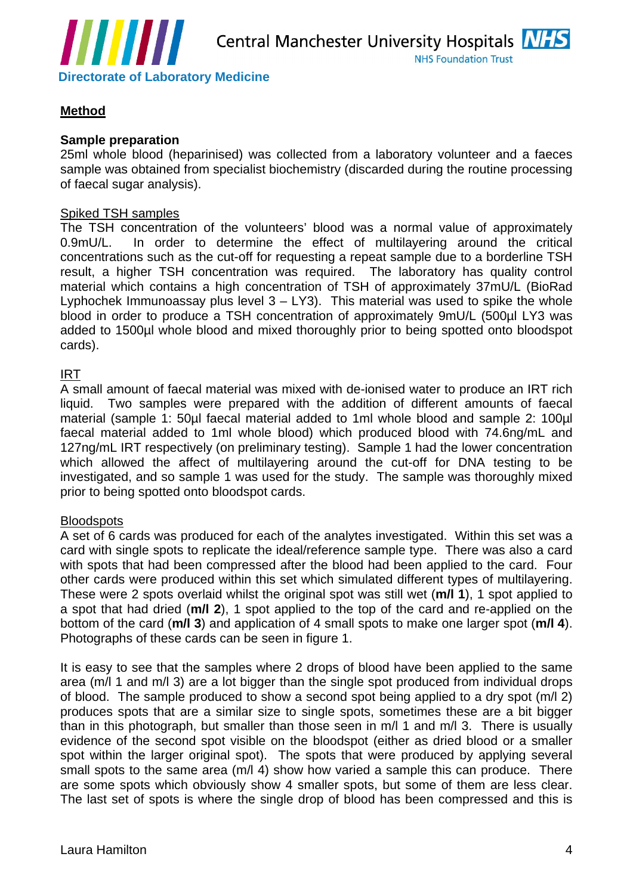## Method

### Sample preparation

25ml whole blood (heparinised) was collected from a laboratory volunteer and a faeces sample was obtained from specialist biochemistry (discarded during the routine processing of faecal sugar analysis).

#### Spiked TSH samples

The TSH concentration of the volunteers' blood was a normal value of approximately 0.9mU/L. In order to determine the effect of multilayering around the critical concentrations such as the cut-off for requesting a repeat sample due to a borderline TSH result, a higher TSH concentration was required. The laboratory has quality control material which contains a high concentration of TSH of approximately 37mU/L (BioRad Lyphochek Immunoassay plus level 3 – LY3). This material was used to spike the whole blood in order to produce a TSH concentration of approximately 9mU/L (500µl LY3 was added to 1500µl whole blood and mixed thoroughly prior to being spotted onto bloodspot cards).

#### IRT

A small amount of faecal material was mixed with de-ionised water to produce an IRT rich liquid. Two samples were prepared with the addition of different amounts of faecal material (sample 1: 50µl faecal material added to 1ml whole blood and sample 2: 100µl faecal material added to 1ml whole blood) which produced blood with 74.6ng/mL and 127ng/mL IRT respectively (on preliminary testing). Sample 1 had the lower concentration which allowed the affect of multilayering around the cut-off for DNA testing to be investigated, and so sample 1 was used for the study. The sample was thoroughly mixed prior to being spotted onto bloodspot cards.

#### Bloodspots

A set of 6 cards was produced for each of the analytes investigated. Within this set was a card with single spots to replicate the ideal/reference sample type. There was also a card with spots that had been compressed after the blood had been applied to the card. Four other cards were produced within this set which simulated different types of multilayering. These were 2 spots overlaid whilst the original spot was still wet (**m/l 1**), 1 spot applied to a spot that had dried (**m/l 2**), 1 spot applied to the top of the card and re-applied on the bottom of the card (**m/l 3**) and application of 4 small spots to make one larger spot (**m/l 4**). Photographs of these cards can be seen in figure 1.

It is easy to see that the samples where 2 drops of blood have been applied to the same area (m/l 1 and m/l 3) are a lot bigger than the single spot produced from individual drops of blood. The sample produced to show a second spot being applied to a dry spot (m/l 2) produces spots that are a similar size to single spots, sometimes these are a bit bigger than in this photograph, but smaller than those seen in m/l 1 and m/l 3. There is usually evidence of the second spot visible on the bloodspot (either as dried blood or a smaller spot within the larger original spot). The spots that were produced by applying several small spots to the same area (m/l 4) show how varied a sample this can produce. There are some spots which obviously show 4 smaller spots, but some of them are less clear. The last set of spots is where the single drop of blood has been compressed and this is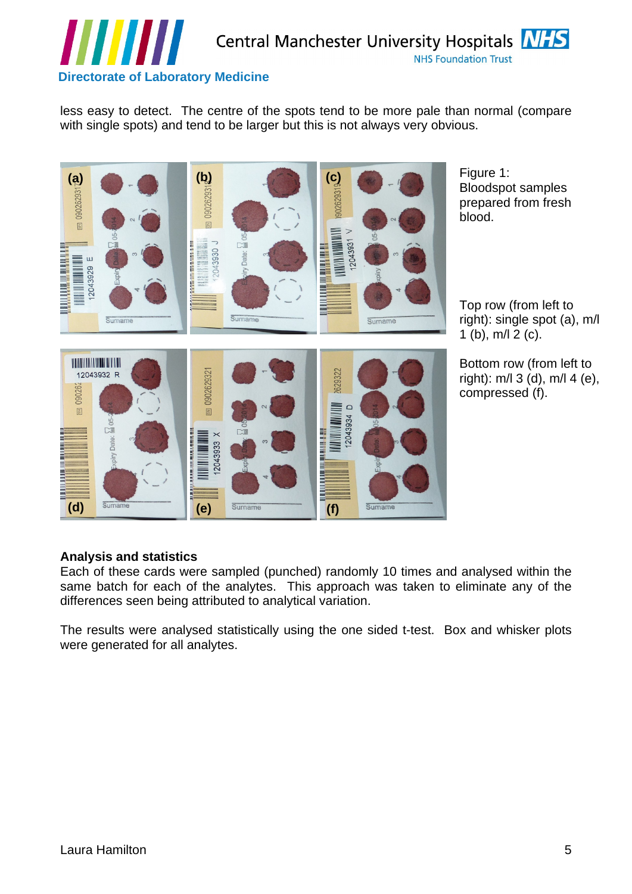less easy to detect. The centre of the spots tend to be more pale than normal (compare with single spots) and tend to be larger but this is not always very obvious.

Figure 1: Bloodspot samples prepared from fresh blood.

Top row (from left to right): single spot (a), m/l 1 (b), m/l 2 (c).

Bottom row (from left to right): m/l 3 (d), m/l 4 (e), compressed (f).

**Analysis and statistics**

Each of these cards were sampled (punched) randomly 10 times and analysed within the same batch for each of the analytes. This approach was taken to eliminate any of the differences seen being attributed to analytical variation.

The results were analysed statistically using the one sided t-test. Box and whisker plots were generated for all analytes.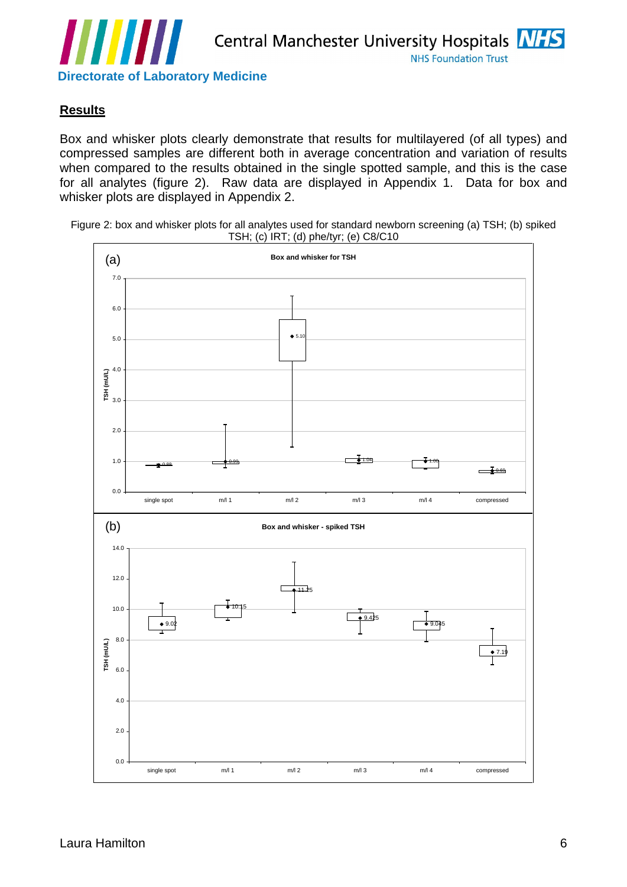## Results

Box and whisker plots clearly demonstrate that results for multilayered (of all types) and compressed samples are different both in average concentration and variation of results when compared to the results obtained in the single spotted sample, and this is the case for all analytes (figure 2). Raw data are displayed in Appendix 1. Data for box and whisker plots are displayed in Appendix 2.

Figure 2: box and whisker plots for all analytes used for standard newborn screening (a) TSH; (b) spiked TSH; (c) IRT; (d) phe/tyr; (e) C8/C10

(a) Box and whisker for TSH

(b) Box and whisker - spiked TSH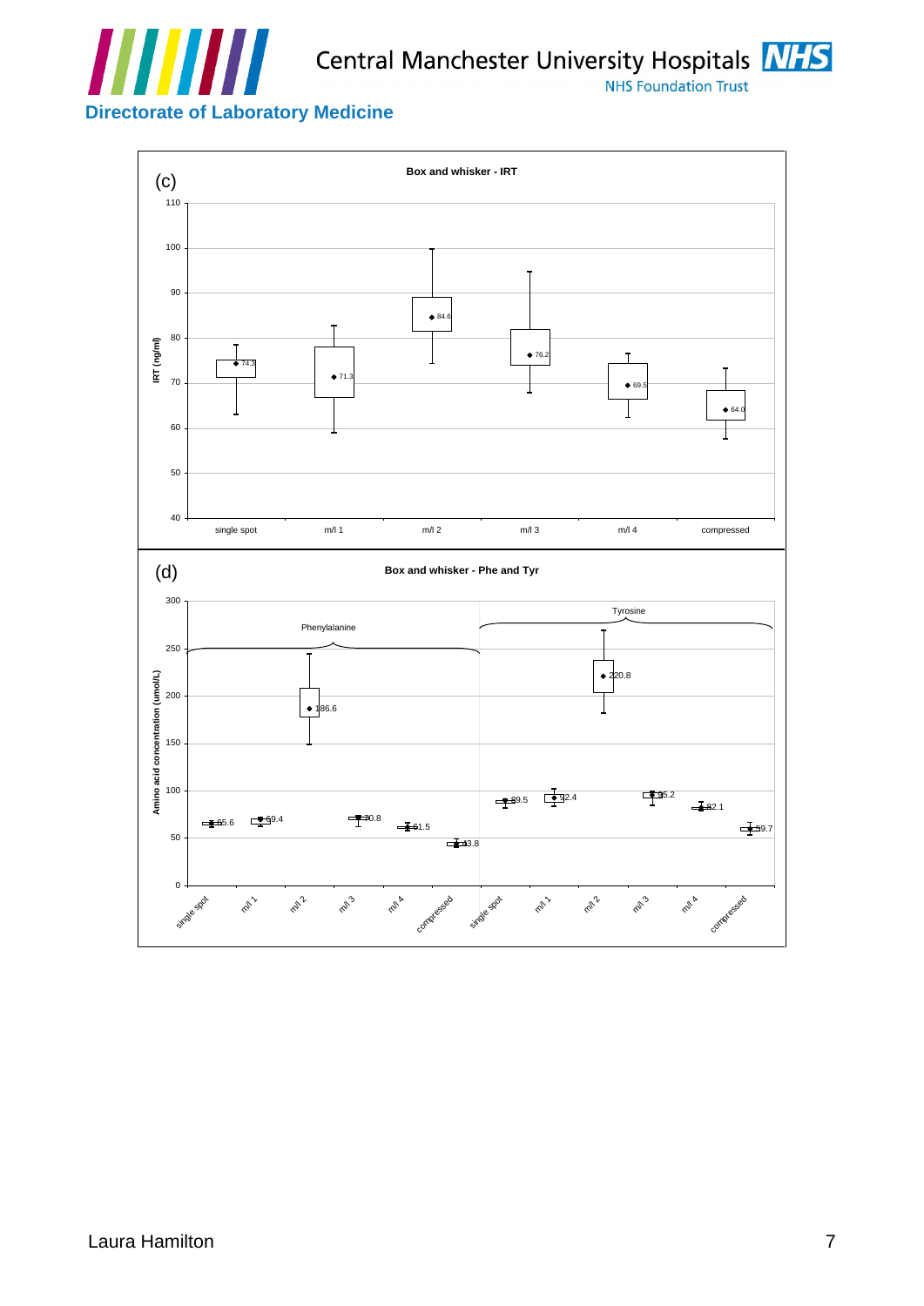**Directorate of Laboratory Medicine**

(c)

**Box and whisker - IRT**

IRT (ng/ml)

| | single spot | m/l 1 | m/l 2 | m/l 3 | m/l 4 | compressed |
|---|---|---|---|---|---|---|
| Mean | 74.3 | 71.3 | 84.6 | 76.2 | 69.5 | 64.0 |

(d)

**Box and whisker - Phe and Tyr**

Amino acid concentration (umol/L)

| | single spot | m/l 1 | m/l 2 | m/l 3 | m/l 4 | compressed |
|---|---|---|---|---|---|---|
| Phenylalanine | 65.6 | 69.4 | 186.6 | 70.8 | 61.5 | 43.8 |
| Tyrosine | 89.5 | 92.4 | 220.8 | 95.2 | 82.1 | 59.7 |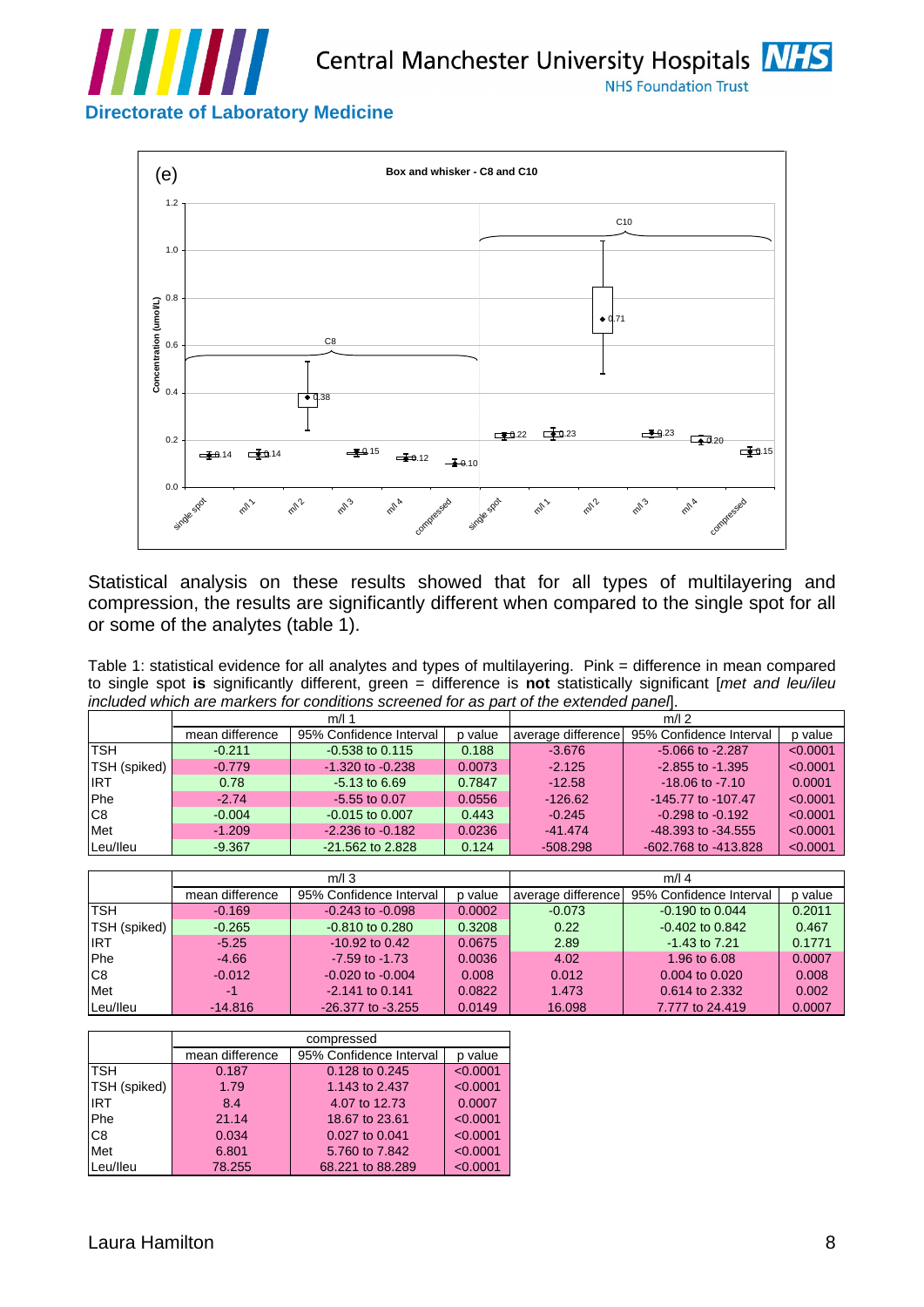(e)

**Box and whisker - C8 and C10**

Statistical analysis on these results showed that for all types of multilayering and compression, the results are significantly different when compared to the single spot for all or some of the analytes (table 1).

Table 1: statistical evidence for all analytes and types of multilayering. Pink = difference in mean compared to single spot **is** significantly different, green = difference is **not** statistically significant [*met and leu/ileu included which are markers for conditions screened for as part of the extended panel*].

| | m/l 1 | | | m/l 2 | | |
|---|---|---|---|---|---|---|
| | mean difference | 95% Confidence Interval | p value | average difference | 95% Confidence Interval | p value |
| TSH | -0.211 | -0.538 to 0.115 | 0.188 | -3.676 | -5.066 to -2.287 | <0.0001 |
| TSH (spiked) | -0.779 | -1.320 to -0.238 | 0.0073 | -2.125 | -2.855 to -1.395 | <0.0001 |
| IRT | 0.78 | -5.13 to 6.69 | 0.7847 | -12.58 | -18.06 to -7.10 | 0.0001 |
| Phe | -2.74 | -5.55 to 0.07 | 0.0556 | -126.62 | -145.77 to -107.47 | <0.0001 |
| C8 | -0.004 | -0.015 to 0.007 | 0.443 | -0.245 | -0.298 to -0.192 | <0.0001 |
| Met | -1.209 | -2.236 to -0.182 | 0.0236 | -41.474 | -48.393 to -34.555 | <0.0001 |
| Leu/Ileu | -9.367 | -21.562 to 2.828 | 0.124 | -508.298 | -602.768 to -413.828 | <0.0001 |

| | m/l 3 | | | m/l 4 | | |
|---|---|---|---|---|---|---|
| | mean difference | 95% Confidence Interval | p value | average difference | 95% Confidence Interval | p value |
| TSH | -0.169 | -0.243 to -0.098 | 0.0002 | -0.073 | -0.190 to 0.044 | 0.2011 |
| TSH (spiked) | -0.265 | -0.810 to 0.280 | 0.3208 | 0.22 | -0.402 to 0.842 | 0.467 |
| IRT | -5.25 | -10.92 to 0.42 | 0.0675 | 2.89 | -1.43 to 7.21 | 0.1771 |
| Phe | -4.66 | -7.59 to -1.73 | 0.0036 | 4.02 | 1.96 to 6.08 | 0.0007 |
| C8 | -0.012 | -0.020 to -0.004 | 0.008 | 0.012 | 0.004 to 0.020 | 0.008 |
| Met | -1 | -2.141 to 0.141 | 0.0822 | 1.473 | 0.614 to 2.332 | 0.002 |
| Leu/Ileu | -14.816 | -26.377 to -3.255 | 0.0149 | 16.098 | 7.777 to 24.419 | 0.0007 |

| | compressed | | |
|---|---|---|---|
| | mean difference | 95% Confidence Interval | p value |
| TSH | 0.187 | 0.128 to 0.245 | <0.0001 |
| TSH (spiked) | 1.79 | 1.143 to 2.437 | <0.0001 |
| IRT | 8.4 | 4.07 to 12.73 | 0.0007 |
| Phe | 21.14 | 18.67 to 23.61 | <0.0001 |
| C8 | 0.034 | 0.027 to 0.041 | <0.0001 |
| Met | 6.801 | 5.760 to 7.842 | <0.0001 |
| Leu/Ileu | 78.255 | 68.221 to 88.289 | <0.0001 |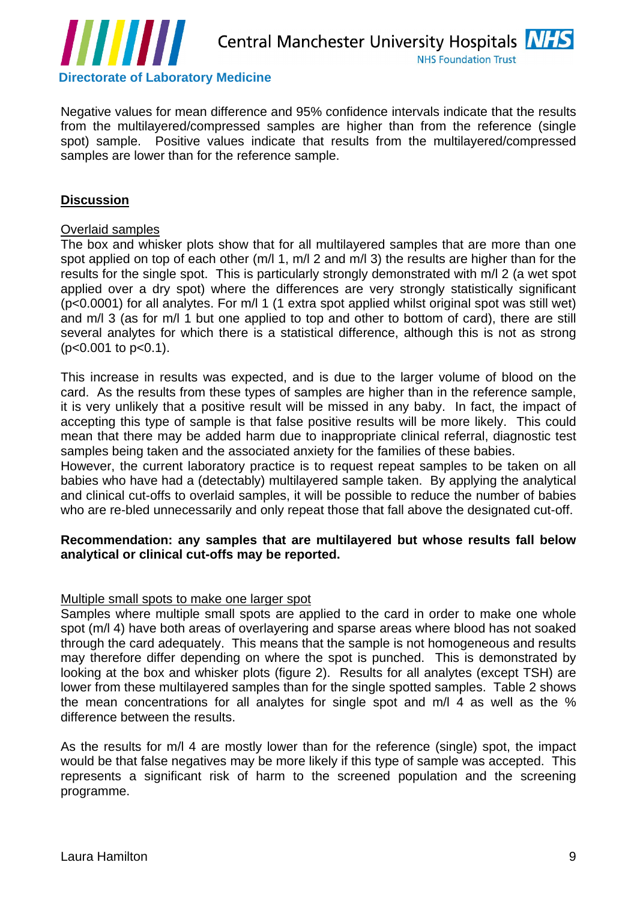Negative values for mean difference and 95% confidence intervals indicate that the results from the multilayered/compressed samples are higher than from the reference (single spot) sample.  Positive values indicate that results from the multilayered/compressed samples are lower than for the reference sample.

## Discussion

Overlaid samples

The box and whisker plots show that for all multilayered samples that are more than one spot applied on top of each other (m/l 1, m/l 2 and m/l 3) the results are higher than for the results for the single spot.  This is particularly strongly demonstrated with m/l 2 (a wet spot applied over a dry spot) where the differences are very strongly statistically significant ($p<0.0001$) for all analytes. For m/l 1 (1 extra spot applied whilst original spot was still wet) and m/l 3 (as for m/l 1 but one applied to top and other to bottom of card), there are still several analytes for which there is a statistical difference, although this is not as strong ($p<0.001$ to $p<0.1$).

This increase in results was expected, and is due to the larger volume of blood on the card.  As the results from these types of samples are higher than in the reference sample, it is very unlikely that a positive result will be missed in any baby.  In fact, the impact of accepting this type of sample is that false positive results will be more likely.  This could mean that there may be added harm due to inappropriate clinical referral, diagnostic test samples being taken and the associated anxiety for the families of these babies.
However, the current laboratory practice is to request repeat samples to be taken on all babies who have had a (detectably) multilayered sample taken.  By applying the analytical and clinical cut-offs to overlaid samples, it will be possible to reduce the number of babies who are re-bled unnecessarily and only repeat those that fall above the designated cut-off.

**Recommendation: any samples that are multilayered but whose results fall below analytical or clinical cut-offs may be reported.**

Multiple small spots to make one larger spot

Samples where multiple small spots are applied to the card in order to make one whole spot (m/l 4) have both areas of overlayering and sparse areas where blood has not soaked through the card adequately.  This means that the sample is not homogeneous and results may therefore differ depending on where the spot is punched.  This is demonstrated by looking at the box and whisker plots (figure 2).  Results for all analytes (except TSH) are lower from these multilayered samples than for the single spotted samples.  Table 2 shows the mean concentrations for all analytes for single spot and m/l 4 as well as the % difference between the results.

As the results for m/l 4 are mostly lower than for the reference (single) spot, the impact would be that false negatives may be more likely if this type of sample was accepted.  This represents a significant risk of harm to the screened population and the screening programme.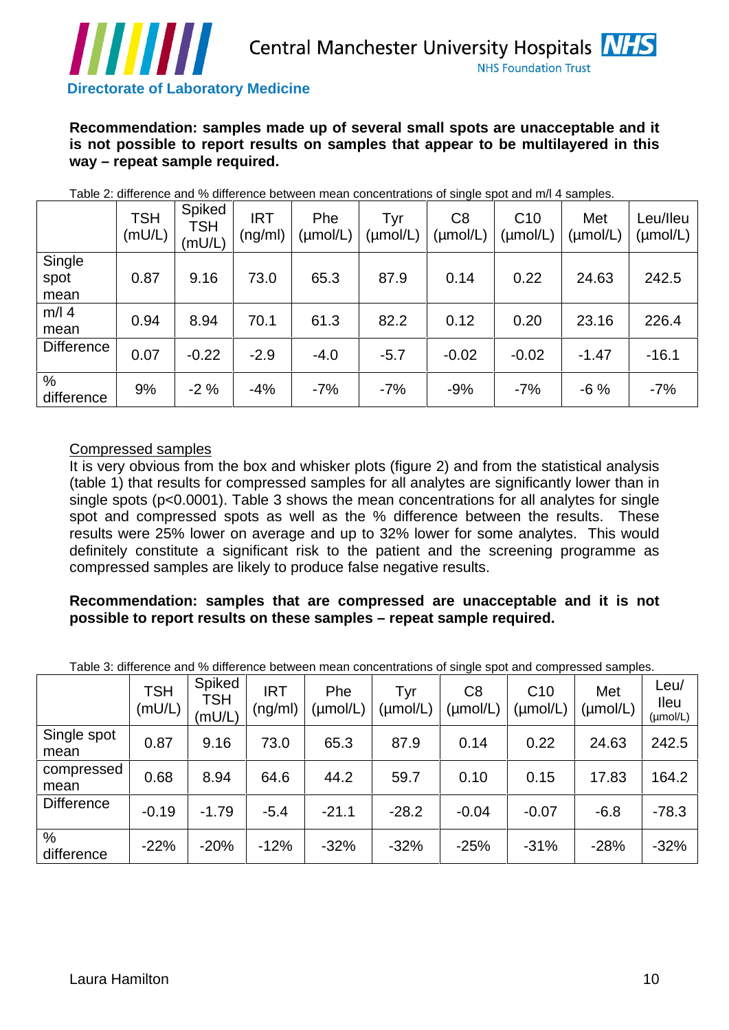**Recommendation: samples made up of several small spots are unacceptable and it is not possible to report results on samples that appear to be multilayered in this way – repeat sample required.**

Table 2: difference and % difference between mean concentrations of single spot and m/l 4 samples.

| | TSH (mU/L) | Spiked TSH (mU/L) | IRT (ng/ml) | Phe (µmol/L) | Tyr (µmol/L) | C8 (µmol/L) | C10 (µmol/L) | Met (µmol/L) | Leu/Ileu (µmol/L) |
|---|---|---|---|---|---|---|---|---|---|
| Single spot mean | 0.87 | 9.16 | 73.0 | 65.3 | 87.9 | 0.14 | 0.22 | 24.63 | 242.5 |
| m/l 4 mean | 0.94 | 8.94 | 70.1 | 61.3 | 82.2 | 0.12 | 0.20 | 23.16 | 226.4 |
| Difference | 0.07 | -0.22 | -2.9 | -4.0 | -5.7 | -0.02 | -0.02 | -1.47 | -16.1 |
| % difference | 9% | -2 % | -4% | -7% | -7% | -9% | -7% | -6 % | -7% |

Compressed samples

It is very obvious from the box and whisker plots (figure 2) and from the statistical analysis (table 1) that results for compressed samples for all analytes are significantly lower than in single spots ($p<0.0001$). Table 3 shows the mean concentrations for all analytes for single spot and compressed spots as well as the % difference between the results. These results were 25% lower on average and up to 32% lower for some analytes. This would definitely constitute a significant risk to the patient and the screening programme as compressed samples are likely to produce false negative results.

**Recommendation: samples that are compressed are unacceptable and it is not possible to report results on these samples – repeat sample required.**

Table 3: difference and % difference between mean concentrations of single spot and compressed samples.

| | TSH (mU/L) | Spiked TSH (mU/L) | IRT (ng/ml) | Phe (µmol/L) | Tyr (µmol/L) | C8 (µmol/L) | C10 (µmol/L) | Met (µmol/L) | Leu/ Ileu (µmol/L) |
|---|---|---|---|---|---|---|---|---|---|
| Single spot mean | 0.87 | 9.16 | 73.0 | 65.3 | 87.9 | 0.14 | 0.22 | 24.63 | 242.5 |
| compressed mean | 0.68 | 8.94 | 64.6 | 44.2 | 59.7 | 0.10 | 0.15 | 17.83 | 164.2 |
| Difference | -0.19 | -1.79 | -5.4 | -21.1 | -28.2 | -0.04 | -0.07 | -6.8 | -78.3 |
| % difference | -22% | -20% | -12% | -32% | -32% | -25% | -31% | -28% | -32% |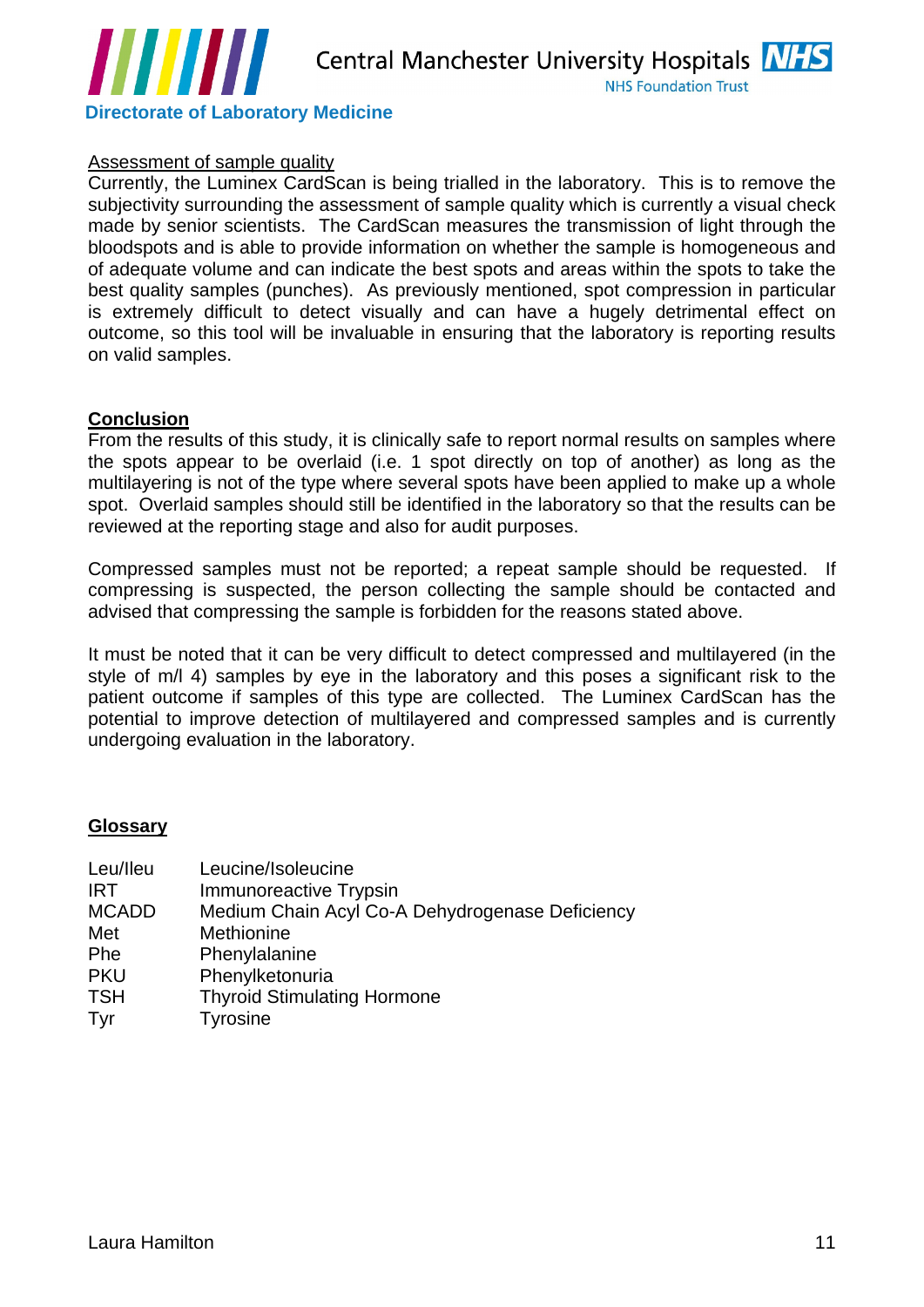Assessment of sample quality

Currently, the Luminex CardScan is being trialled in the laboratory. This is to remove the subjectivity surrounding the assessment of sample quality which is currently a visual check made by senior scientists. The CardScan measures the transmission of light through the bloodspots and is able to provide information on whether the sample is homogeneous and of adequate volume and can indicate the best spots and areas within the spots to take the best quality samples (punches). As previously mentioned, spot compression in particular is extremely difficult to detect visually and can have a hugely detrimental effect on outcome, so this tool will be invaluable in ensuring that the laboratory is reporting results on valid samples.

## Conclusion

From the results of this study, it is clinically safe to report normal results on samples where the spots appear to be overlaid (i.e. 1 spot directly on top of another) as long as the multilayering is not of the type where several spots have been applied to make up a whole spot. Overlaid samples should still be identified in the laboratory so that the results can be reviewed at the reporting stage and also for audit purposes.

Compressed samples must not be reported; a repeat sample should be requested. If compressing is suspected, the person collecting the sample should be contacted and advised that compressing the sample is forbidden for the reasons stated above.

It must be noted that it can be very difficult to detect compressed and multilayered (in the style of m/l 4) samples by eye in the laboratory and this poses a significant risk to the patient outcome if samples of this type are collected. The Luminex CardScan has the potential to improve detection of multilayered and compressed samples and is currently undergoing evaluation in the laboratory.

## Glossary

| | |
|---|---|
| Leu/Ileu | Leucine/Isoleucine |
| IRT | Immunoreactive Trypsin |
| MCADD | Medium Chain Acyl Co-A Dehydrogenase Deficiency |
| Met | Methionine |
| Phe | Phenylalanine |
| PKU | Phenylketonuria |
| TSH | Thyroid Stimulating Hormone |
| Tyr | Tyrosine |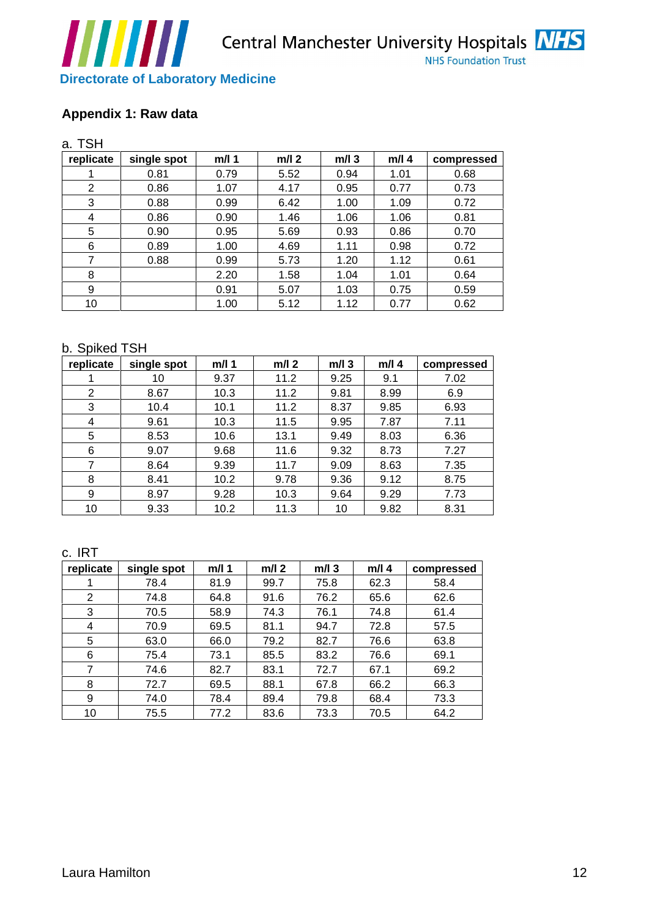## Appendix 1: Raw data

a. TSH

| replicate | single spot | m/l 1 | m/l 2 | m/l 3 | m/l 4 | compressed |
|---|---|---|---|---|---|---|
| 1 | 0.81 | 0.79 | 5.52 | 0.94 | 1.01 | 0.68 |
| 2 | 0.86 | 1.07 | 4.17 | 0.95 | 0.77 | 0.73 |
| 3 | 0.88 | 0.99 | 6.42 | 1.00 | 1.09 | 0.72 |
| 4 | 0.86 | 0.90 | 1.46 | 1.06 | 1.06 | 0.81 |
| 5 | 0.90 | 0.95 | 5.69 | 0.93 | 0.86 | 0.70 |
| 6 | 0.89 | 1.00 | 4.69 | 1.11 | 0.98 | 0.72 |
| 7 | 0.88 | 0.99 | 5.73 | 1.20 | 1.12 | 0.61 |
| 8 | | 2.20 | 1.58 | 1.04 | 1.01 | 0.64 |
| 9 | | 0.91 | 5.07 | 1.03 | 0.75 | 0.59 |
| 10 | | 1.00 | 5.12 | 1.12 | 0.77 | 0.62 |

b. Spiked TSH

| replicate | single spot | m/l 1 | m/l 2 | m/l 3 | m/l 4 | compressed |
|---|---|---|---|---|---|---|
| 1 | 10 | 9.37 | 11.2 | 9.25 | 9.1 | 7.02 |
| 2 | 8.67 | 10.3 | 11.2 | 9.81 | 8.99 | 6.9 |
| 3 | 10.4 | 10.1 | 11.2 | 8.37 | 9.85 | 6.93 |
| 4 | 9.61 | 10.3 | 11.5 | 9.95 | 7.87 | 7.11 |
| 5 | 8.53 | 10.6 | 13.1 | 9.49 | 8.03 | 6.36 |
| 6 | 9.07 | 9.68 | 11.6 | 9.32 | 8.73 | 7.27 |
| 7 | 8.64 | 9.39 | 11.7 | 9.09 | 8.63 | 7.35 |
| 8 | 8.41 | 10.2 | 9.78 | 9.36 | 9.12 | 8.75 |
| 9 | 8.97 | 9.28 | 10.3 | 9.64 | 9.29 | 7.73 |
| 10 | 9.33 | 10.2 | 11.3 | 10 | 9.82 | 8.31 |

c. IRT

| replicate | single spot | m/l 1 | m/l 2 | m/l 3 | m/l 4 | compressed |
|---|---|---|---|---|---|---|
| 1 | 78.4 | 81.9 | 99.7 | 75.8 | 62.3 | 58.4 |
| 2 | 74.8 | 64.8 | 91.6 | 76.2 | 65.6 | 62.6 |
| 3 | 70.5 | 58.9 | 74.3 | 76.1 | 74.8 | 61.4 |
| 4 | 70.9 | 69.5 | 81.1 | 94.7 | 72.8 | 57.5 |
| 5 | 63.0 | 66.0 | 79.2 | 82.7 | 76.6 | 63.8 |
| 6 | 75.4 | 73.1 | 85.5 | 83.2 | 76.6 | 69.1 |
| 7 | 74.6 | 82.7 | 83.1 | 72.7 | 67.1 | 69.2 |
| 8 | 72.7 | 69.5 | 88.1 | 67.8 | 66.2 | 66.3 |
| 9 | 74.0 | 78.4 | 89.4 | 79.8 | 68.4 | 73.3 |
| 10 | 75.5 | 77.2 | 83.6 | 73.3 | 70.5 | 64.2 |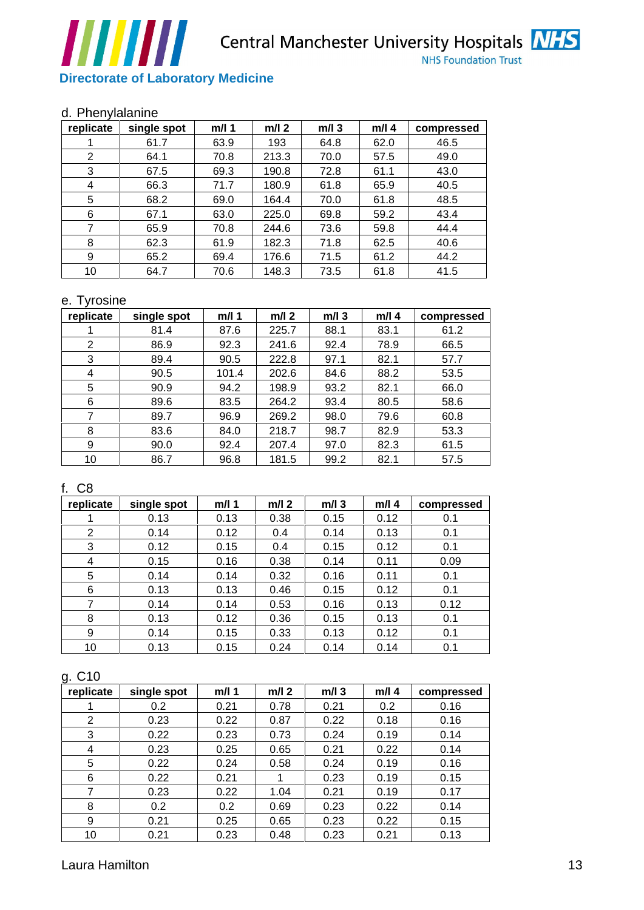d. Phenylalanine

| replicate | single spot | m/l 1 | m/l 2 | m/l 3 | m/l 4 | compressed |
|---|---|---|---|---|---|---|
| 1 | 61.7 | 63.9 | 193 | 64.8 | 62.0 | 46.5 |
| 2 | 64.1 | 70.8 | 213.3 | 70.0 | 57.5 | 49.0 |
| 3 | 67.5 | 69.3 | 190.8 | 72.8 | 61.1 | 43.0 |
| 4 | 66.3 | 71.7 | 180.9 | 61.8 | 65.9 | 40.5 |
| 5 | 68.2 | 69.0 | 164.4 | 70.0 | 61.8 | 48.5 |
| 6 | 67.1 | 63.0 | 225.0 | 69.8 | 59.2 | 43.4 |
| 7 | 65.9 | 70.8 | 244.6 | 73.6 | 59.8 | 44.4 |
| 8 | 62.3 | 61.9 | 182.3 | 71.8 | 62.5 | 40.6 |
| 9 | 65.2 | 69.4 | 176.6 | 71.5 | 61.2 | 44.2 |
| 10 | 64.7 | 70.6 | 148.3 | 73.5 | 61.8 | 41.5 |

e. Tyrosine

| replicate | single spot | m/l 1 | m/l 2 | m/l 3 | m/l 4 | compressed |
|---|---|---|---|---|---|---|
| 1 | 81.4 | 87.6 | 225.7 | 88.1 | 83.1 | 61.2 |
| 2 | 86.9 | 92.3 | 241.6 | 92.4 | 78.9 | 66.5 |
| 3 | 89.4 | 90.5 | 222.8 | 97.1 | 82.1 | 57.7 |
| 4 | 90.5 | 101.4 | 202.6 | 84.6 | 88.2 | 53.5 |
| 5 | 90.9 | 94.2 | 198.9 | 93.2 | 82.1 | 66.0 |
| 6 | 89.6 | 83.5 | 264.2 | 93.4 | 80.5 | 58.6 |
| 7 | 89.7 | 96.9 | 269.2 | 98.0 | 79.6 | 60.8 |
| 8 | 83.6 | 84.0 | 218.7 | 98.7 | 82.9 | 53.3 |
| 9 | 90.0 | 92.4 | 207.4 | 97.0 | 82.3 | 61.5 |
| 10 | 86.7 | 96.8 | 181.5 | 99.2 | 82.1 | 57.5 |

f. C8

| replicate | single spot | m/l 1 | m/l 2 | m/l 3 | m/l 4 | compressed |
|---|---|---|---|---|---|---|
| 1 | 0.13 | 0.13 | 0.38 | 0.15 | 0.12 | 0.1 |
| 2 | 0.14 | 0.12 | 0.4 | 0.14 | 0.13 | 0.1 |
| 3 | 0.12 | 0.15 | 0.4 | 0.15 | 0.12 | 0.1 |
| 4 | 0.15 | 0.16 | 0.38 | 0.14 | 0.11 | 0.09 |
| 5 | 0.14 | 0.14 | 0.32 | 0.16 | 0.11 | 0.1 |
| 6 | 0.13 | 0.13 | 0.46 | 0.15 | 0.12 | 0.1 |
| 7 | 0.14 | 0.14 | 0.53 | 0.16 | 0.13 | 0.12 |
| 8 | 0.13 | 0.12 | 0.36 | 0.15 | 0.13 | 0.1 |
| 9 | 0.14 | 0.15 | 0.33 | 0.13 | 0.12 | 0.1 |
| 10 | 0.13 | 0.15 | 0.24 | 0.14 | 0.14 | 0.1 |

g. C10

| replicate | single spot | m/l 1 | m/l 2 | m/l 3 | m/l 4 | compressed |
|---|---|---|---|---|---|---|
| 1 | 0.2 | 0.21 | 0.78 | 0.21 | 0.2 | 0.16 |
| 2 | 0.23 | 0.22 | 0.87 | 0.22 | 0.18 | 0.16 |
| 3 | 0.22 | 0.23 | 0.73 | 0.24 | 0.19 | 0.14 |
| 4 | 0.23 | 0.25 | 0.65 | 0.21 | 0.22 | 0.14 |
| 5 | 0.22 | 0.24 | 0.58 | 0.24 | 0.19 | 0.16 |
| 6 | 0.22 | 0.21 | 1 | 0.23 | 0.19 | 0.15 |
| 7 | 0.23 | 0.22 | 1.04 | 0.21 | 0.19 | 0.17 |
| 8 | 0.2 | 0.2 | 0.69 | 0.23 | 0.22 | 0.14 |
| 9 | 0.21 | 0.25 | 0.65 | 0.23 | 0.22 | 0.15 |
| 10 | 0.21 | 0.23 | 0.48 | 0.23 | 0.21 | 0.13 |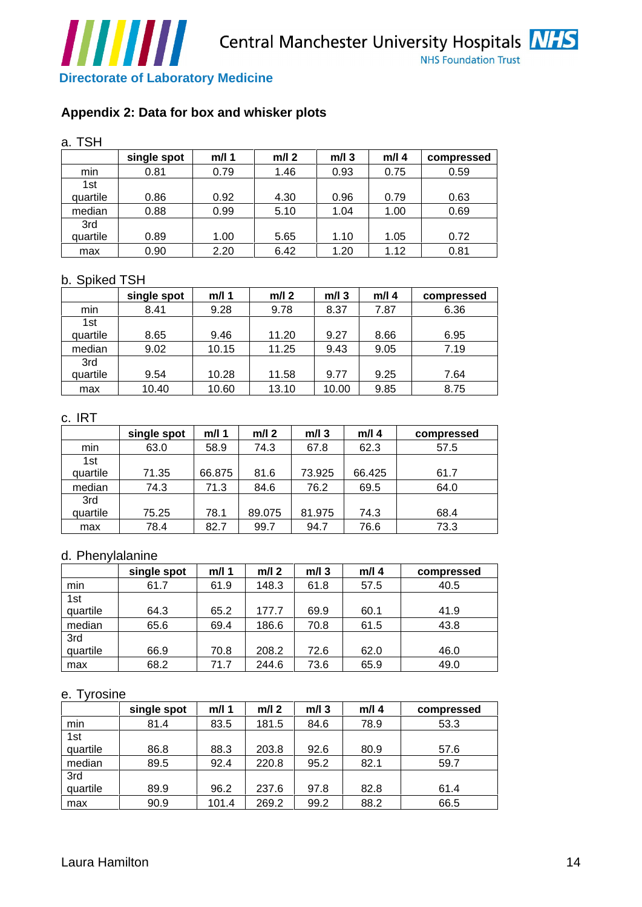## Appendix 2: Data for box and whisker plots

a. TSH

| | single spot | m/l 1 | m/l 2 | m/l 3 | m/l 4 | compressed |
|---|---|---|---|---|---|---|
| min | 0.81 | 0.79 | 1.46 | 0.93 | 0.75 | 0.59 |
| 1st quartile | 0.86 | 0.92 | 4.30 | 0.96 | 0.79 | 0.63 |
| median | 0.88 | 0.99 | 5.10 | 1.04 | 1.00 | 0.69 |
| 3rd quartile | 0.89 | 1.00 | 5.65 | 1.10 | 1.05 | 0.72 |
| max | 0.90 | 2.20 | 6.42 | 1.20 | 1.12 | 0.81 |

b. Spiked TSH

| | single spot | m/l 1 | m/l 2 | m/l 3 | m/l 4 | compressed |
|---|---|---|---|---|---|---|
| min | 8.41 | 9.28 | 9.78 | 8.37 | 7.87 | 6.36 |
| 1st quartile | 8.65 | 9.46 | 11.20 | 9.27 | 8.66 | 6.95 |
| median | 9.02 | 10.15 | 11.25 | 9.43 | 9.05 | 7.19 |
| 3rd quartile | 9.54 | 10.28 | 11.58 | 9.77 | 9.25 | 7.64 |
| max | 10.40 | 10.60 | 13.10 | 10.00 | 9.85 | 8.75 |

c. IRT

| | single spot | m/l 1 | m/l 2 | m/l 3 | m/l 4 | compressed |
|---|---|---|---|---|---|---|
| min | 63.0 | 58.9 | 74.3 | 67.8 | 62.3 | 57.5 |
| 1st quartile | 71.35 | 66.875 | 81.6 | 73.925 | 66.425 | 61.7 |
| median | 74.3 | 71.3 | 84.6 | 76.2 | 69.5 | 64.0 |
| 3rd quartile | 75.25 | 78.1 | 89.075 | 81.975 | 74.3 | 68.4 |
| max | 78.4 | 82.7 | 99.7 | 94.7 | 76.6 | 73.3 |

d. Phenylalanine

| | single spot | m/l 1 | m/l 2 | m/l 3 | m/l 4 | compressed |
|---|---|---|---|---|---|---|
| min | 61.7 | 61.9 | 148.3 | 61.8 | 57.5 | 40.5 |
| 1st quartile | 64.3 | 65.2 | 177.7 | 69.9 | 60.1 | 41.9 |
| median | 65.6 | 69.4 | 186.6 | 70.8 | 61.5 | 43.8 |
| 3rd quartile | 66.9 | 70.8 | 208.2 | 72.6 | 62.0 | 46.0 |
| max | 68.2 | 71.7 | 244.6 | 73.6 | 65.9 | 49.0 |

e. Tyrosine

| | single spot | m/l 1 | m/l 2 | m/l 3 | m/l 4 | compressed |
|---|---|---|---|---|---|---|
| min | 81.4 | 83.5 | 181.5 | 84.6 | 78.9 | 53.3 |
| 1st quartile | 86.8 | 88.3 | 203.8 | 92.6 | 80.9 | 57.6 |
| median | 89.5 | 92.4 | 220.8 | 95.2 | 82.1 | 59.7 |
| 3rd quartile | 89.9 | 96.2 | 237.6 | 97.8 | 82.8 | 61.4 |
| max | 90.9 | 101.4 | 269.2 | 99.2 | 88.2 | 66.5 |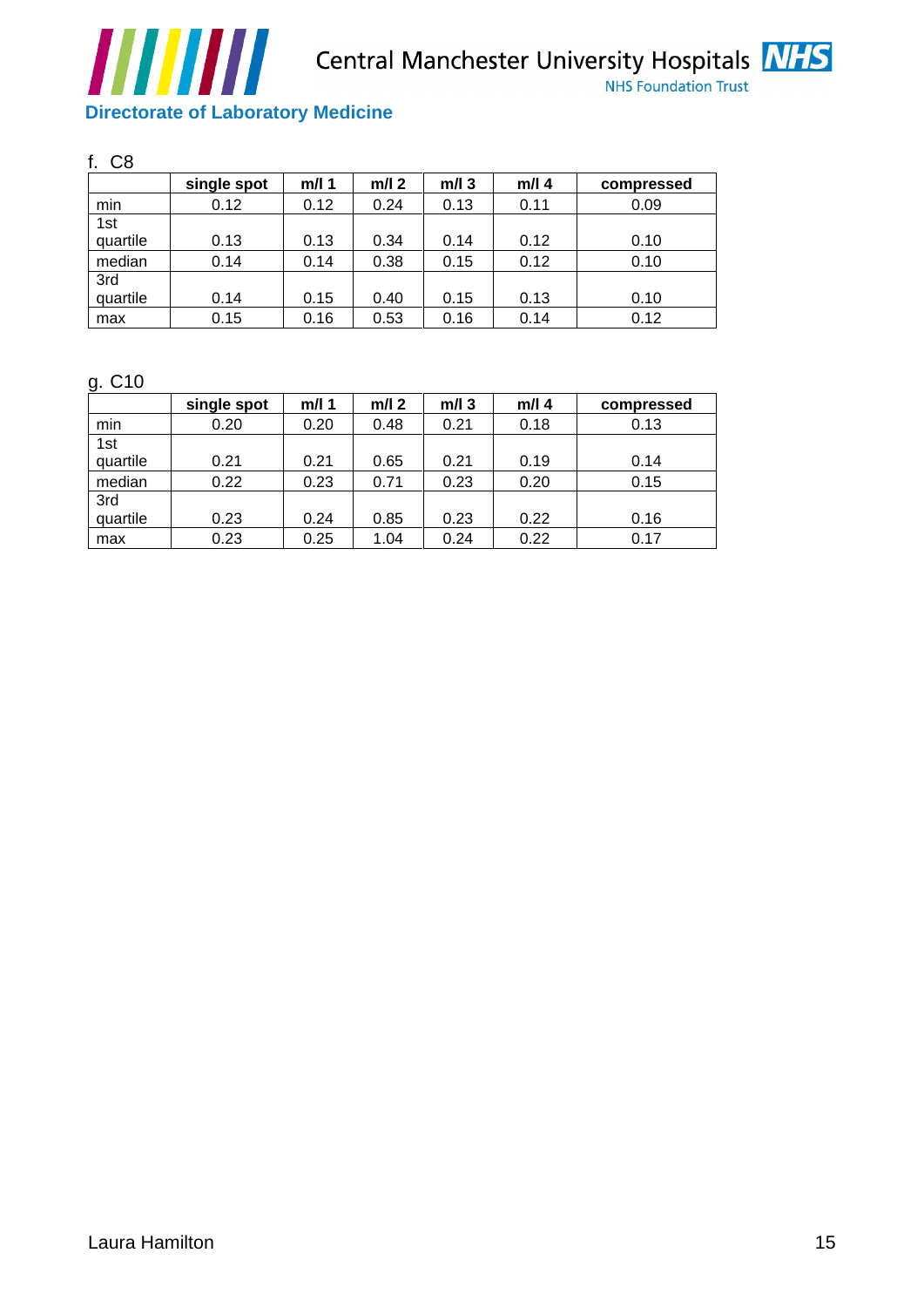f. C8

| | single spot | m/l 1 | m/l 2 | m/l 3 | m/l 4 | compressed |
|---|---|---|---|---|---|---|
| min | 0.12 | 0.12 | 0.24 | 0.13 | 0.11 | 0.09 |
| 1st quartile | 0.13 | 0.13 | 0.34 | 0.14 | 0.12 | 0.10 |
| median | 0.14 | 0.14 | 0.38 | 0.15 | 0.12 | 0.10 |
| 3rd quartile | 0.14 | 0.15 | 0.40 | 0.15 | 0.13 | 0.10 |
| max | 0.15 | 0.16 | 0.53 | 0.16 | 0.14 | 0.12 |

g. C10

| | single spot | m/l 1 | m/l 2 | m/l 3 | m/l 4 | compressed |
|---|---|---|---|---|---|---|
| min | 0.20 | 0.20 | 0.48 | 0.21 | 0.18 | 0.13 |
| 1st quartile | 0.21 | 0.21 | 0.65 | 0.21 | 0.19 | 0.14 |
| median | 0.22 | 0.23 | 0.71 | 0.23 | 0.20 | 0.15 |
| 3rd quartile | 0.23 | 0.24 | 0.85 | 0.23 | 0.22 | 0.16 |
| max | 0.23 | 0.25 | 1.04 | 0.24 | 0.22 | 0.17 |